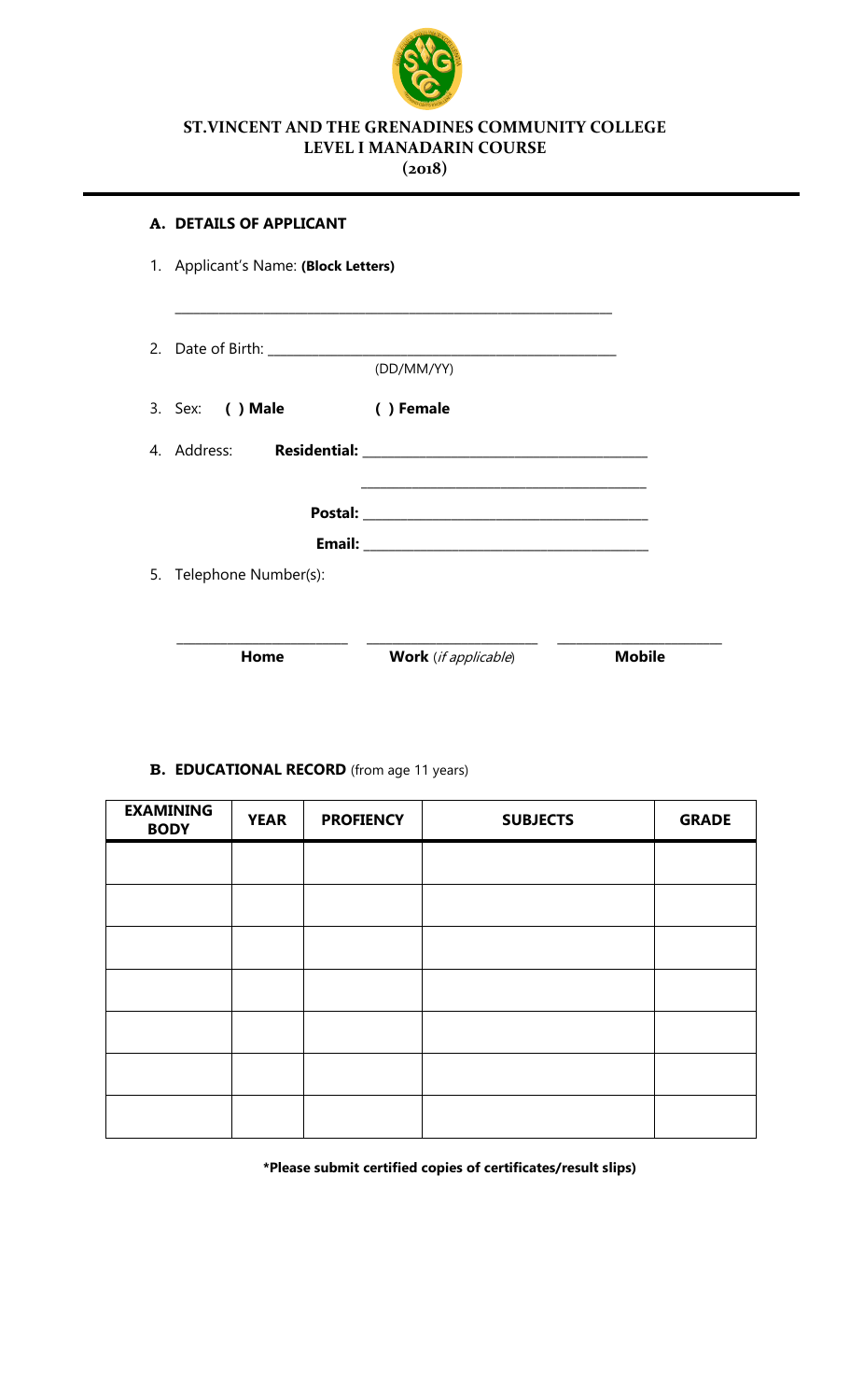# ST.VINCENT AND THE GRENADINES COMMUNITY COLLEGE
## LEVEL I MANADARIN COURSE
## (2018)

### A. DETAILS OF APPLICANT

1. Applicant's Name: **(Block Letters)**

   \_\_\_\_\_\_\_\_\_\_\_\_\_\_\_\_\_\_\_\_\_\_\_\_\_\_\_\_\_\_\_\_\_\_\_\_\_\_\_\_\_\_\_\_\_\_\_\_\_\_\_\_\_\_\_\_

2. Date of Birth: \_\_\_\_\_\_\_\_\_\_\_\_\_\_\_\_\_\_\_\_\_\_\_\_\_\_\_\_\_\_\_\_\_\_\_\_\_\_\_\_\_\_\_\_
   (DD/MM/YY)

3. Sex: **( ) Male** **( ) Female**

4. Address: **Residential:** \_\_\_\_\_\_\_\_\_\_\_\_\_\_\_\_\_\_\_\_\_\_\_\_\_\_\_\_\_\_\_\_\_\_\_\_\_\_

   \_\_\_\_\_\_\_\_\_\_\_\_\_\_\_\_\_\_\_\_\_\_\_\_\_\_\_\_\_\_\_\_\_\_\_\_\_\_

   **Postal:** \_\_\_\_\_\_\_\_\_\_\_\_\_\_\_\_\_\_\_\_\_\_\_\_\_\_\_\_\_\_\_\_\_\_\_\_\_\_

   **Email:** \_\_\_\_\_\_\_\_\_\_\_\_\_\_\_\_\_\_\_\_\_\_\_\_\_\_\_\_\_\_\_\_\_\_\_\_\_\_

5. Telephone Number(s):

   \_\_\_\_\_\_\_\_\_\_\_\_\_\_\_\_\_\_\_\_ \_\_\_\_\_\_\_\_\_\_\_\_\_\_\_\_\_\_\_\_ \_\_\_\_\_\_\_\_\_\_\_\_\_\_\_\_\_\_\_\_

   **Home** **Work** (*if applicable*) **Mobile**

### B. EDUCATIONAL RECORD (from age 11 years)

| EXAMINING BODY | YEAR | PROFIENCY | SUBJECTS | GRADE |
|---|---|---|---|---|
| | | | | |
| | | | | |
| | | | | |
| | | | | |
| | | | | |
| | | | | |
| | | | | |

**\*Please submit certified copies of certificates/result slips)**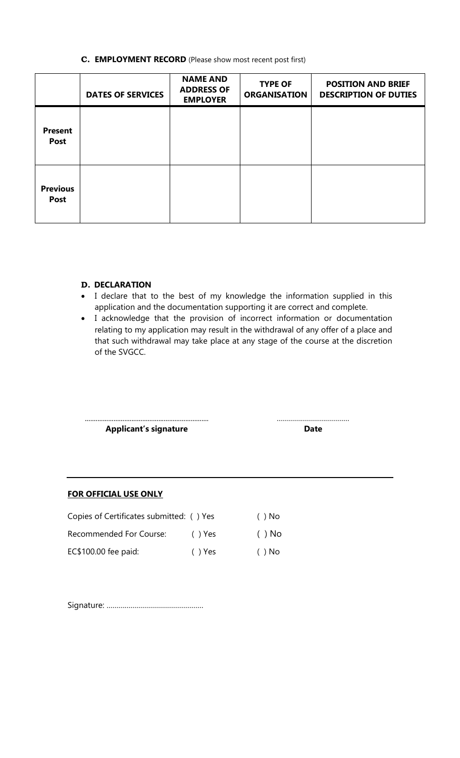### C. EMPLOYMENT RECORD (Please show most recent post first)

| | DATES OF SERVICES | NAME AND ADDRESS OF EMPLOYER | TYPE OF ORGANISATION | POSITION AND BRIEF DESCRIPTION OF DUTIES |
|---|---|---|---|---|
| **Present Post** | | | | |
| **Previous Post** | | | | |

### D. DECLARATION

- I declare that to the best of my knowledge the information supplied in this application and the documentation supporting it are correct and complete.
- I acknowledge that the provision of incorrect information or documentation relating to my application may result in the withdrawal of any offer of a place and that such withdrawal may take place at any stage of the course at the discretion of the SVGCC.

.................................................................... ....................................

**Applicant's signature** **Date**

---

**FOR OFFICIAL USE ONLY**

Copies of Certificates submitted: ( ) Yes ( ) No

Recommended For Course: ( ) Yes ( ) No

EC$100.00 fee paid: ( ) Yes ( ) No

Signature: ................................................